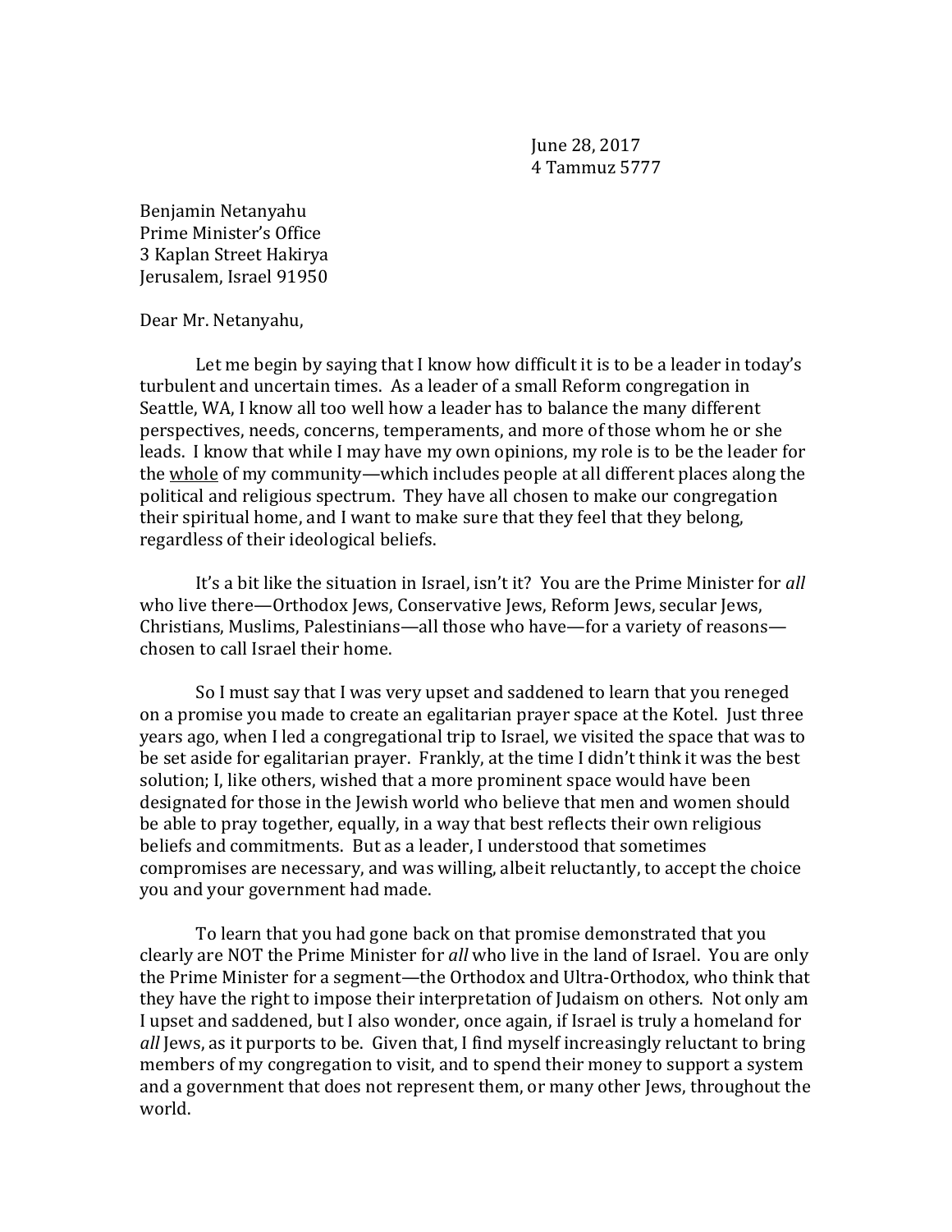June 28, 2017
4 Tammuz 5777

Benjamin Netanyahu
Prime Minister's Office
3 Kaplan Street Hakirya
Jerusalem, Israel 91950

Dear Mr. Netanyahu,

Let me begin by saying that I know how difficult it is to be a leader in today's turbulent and uncertain times. As a leader of a small Reform congregation in Seattle, WA, I know all too well how a leader has to balance the many different perspectives, needs, concerns, temperaments, and more of those whom he or she leads. I know that while I may have my own opinions, my role is to be the leader for the <u>whole</u> of my community—which includes people at all different places along the political and religious spectrum. They have all chosen to make our congregation their spiritual home, and I want to make sure that they feel that they belong, regardless of their ideological beliefs.

It's a bit like the situation in Israel, isn't it? You are the Prime Minister for *all* who live there—Orthodox Jews, Conservative Jews, Reform Jews, secular Jews, Christians, Muslims, Palestinians—all those who have—for a variety of reasons—chosen to call Israel their home.

So I must say that I was very upset and saddened to learn that you reneged on a promise you made to create an egalitarian prayer space at the Kotel. Just three years ago, when I led a congregational trip to Israel, we visited the space that was to be set aside for egalitarian prayer. Frankly, at the time I didn't think it was the best solution; I, like others, wished that a more prominent space would have been designated for those in the Jewish world who believe that men and women should be able to pray together, equally, in a way that best reflects their own religious beliefs and commitments. But as a leader, I understood that sometimes compromises are necessary, and was willing, albeit reluctantly, to accept the choice you and your government had made.

To learn that you had gone back on that promise demonstrated that you clearly are NOT the Prime Minister for *all* who live in the land of Israel. You are only the Prime Minister for a segment—the Orthodox and Ultra-Orthodox, who think that they have the right to impose their interpretation of Judaism on others. Not only am I upset and saddened, but I also wonder, once again, if Israel is truly a homeland for *all* Jews, as it purports to be. Given that, I find myself increasingly reluctant to bring members of my congregation to visit, and to spend their money to support a system and a government that does not represent them, or many other Jews, throughout the world.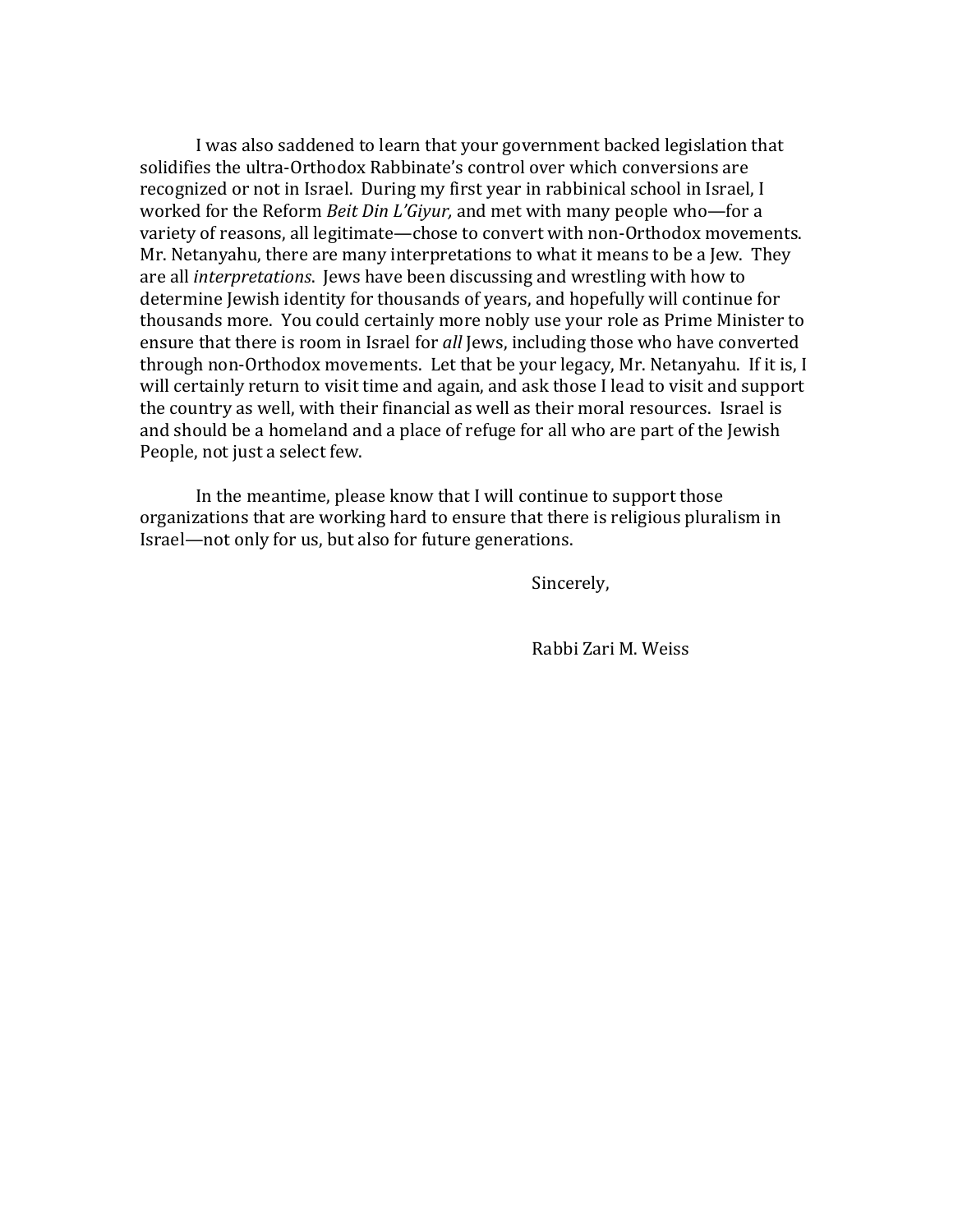I was also saddened to learn that your government backed legislation that solidifies the ultra-Orthodox Rabbinate's control over which conversions are recognized or not in Israel. During my first year in rabbinical school in Israel, I worked for the Reform *Beit Din L'Giyur,* and met with many people who—for a variety of reasons, all legitimate—chose to convert with non-Orthodox movements. Mr. Netanyahu, there are many interpretations to what it means to be a Jew. They are all *interpretations*. Jews have been discussing and wrestling with how to determine Jewish identity for thousands of years, and hopefully will continue for thousands more. You could certainly more nobly use your role as Prime Minister to ensure that there is room in Israel for *all* Jews, including those who have converted through non-Orthodox movements. Let that be your legacy, Mr. Netanyahu. If it is, I will certainly return to visit time and again, and ask those I lead to visit and support the country as well, with their financial as well as their moral resources. Israel is and should be a homeland and a place of refuge for all who are part of the Jewish People, not just a select few.

In the meantime, please know that I will continue to support those organizations that are working hard to ensure that there is religious pluralism in Israel—not only for us, but also for future generations.

Sincerely,

Rabbi Zari M. Weiss